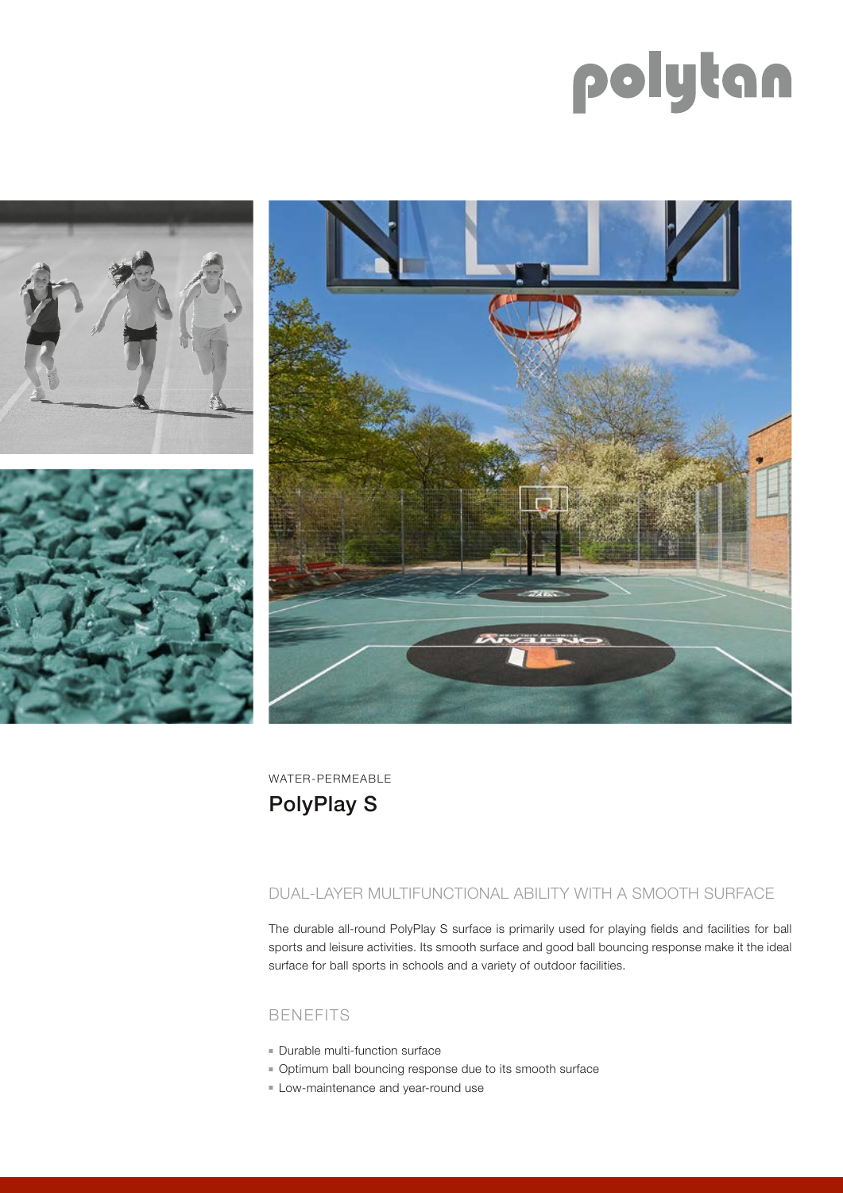polytan

WATER-PERMEABLE

# PolyPlay S

## DUAL-LAYER MULTIFUNCTIONAL ABILITY WITH A SMOOTH SURFACE

The durable all-round PolyPlay S surface is primarily used for playing fields and facilities for ball sports and leisure activities. Its smooth surface and good ball bouncing response make it the ideal surface for ball sports in schools and a variety of outdoor facilities.

## BENEFITS

- Durable multi-function surface
- Optimum ball bouncing response due to its smooth surface
- Low-maintenance and year-round use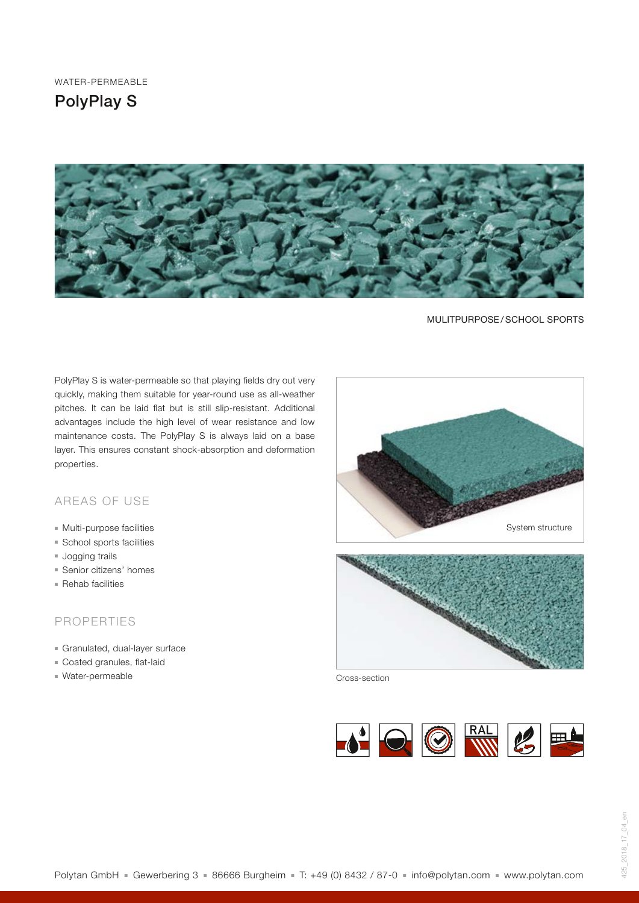WATER-PERMEABLE

# PolyPlay S

MULITPURPOSE / SCHOOL SPORTS

PolyPlay S is water-permeable so that playing fields dry out very quickly, making them suitable for year-round use as all-weather pitches. It can be laid flat but is still slip-resistant. Additional advantages include the high level of wear resistance and low maintenance costs. The PolyPlay S is always laid on a base layer. This ensures constant shock-absorption and deformation properties.

System structure

Cross-section

## AREAS OF USE

- Multi-purpose facilities
- School sports facilities
- Jogging trails
- Senior citizens' homes
- Rehab facilities

## PROPERTIES

- Granulated, dual-layer surface
- Coated granules, flat-laid
- Water-permeable

RAL

Polytan GmbH ▪ Gewerbering 3 ▪ 86666 Burgheim ▪ T: +49 (0) 8432 / 87-0 ▪ info@polytan.com ▪ www.polytan.com

425_2018_17_04_en